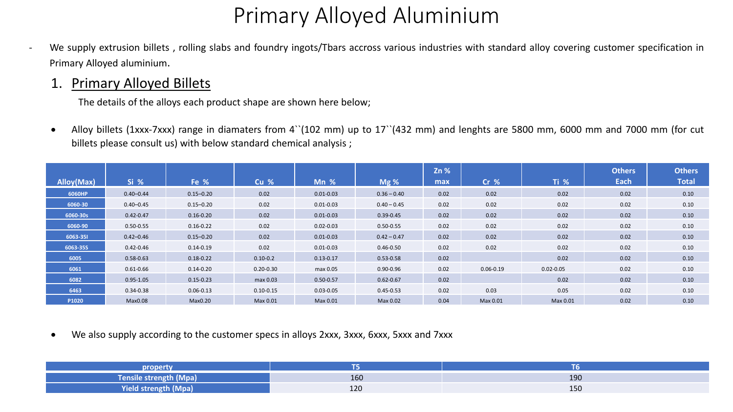# Primary Alloyed Aluminium

- We supply extrusion billets , rolling slabs and foundry ingots/Tbars accross various industries with standard alloy covering customer specification in Primary Alloyed aluminium.

## 1. Primary Alloyed Billets

The details of the alloys each product shape are shown here below;

- Alloy billets (1xxx-7xxx) range in diamaters from 4``(102 mm) up to 17``(432 mm) and lenghts are 5800 mm, 6000 mm and 7000 mm (for cut billets please consult us) with below standard chemical analysis ;

| Alloy(Max) | Si % | Fe % | Cu % | Mn % | Mg % | Zn % max | Cr % | Ti % | Others Each | Others Total |
|---|---|---|---|---|---|---|---|---|---|---|
| 6060HP | 0.40–0.44 | 0.15–0.20 | 0.02 | 0.01-0.03 | 0.36 – 0.40 | 0.02 | 0.02 | 0.02 | 0.02 | 0.10 |
| 6060-30 | 0.40–0.45 | 0.15–0.20 | 0.02 | 0.01-0.03 | 0.40 – 0.45 | 0.02 | 0.02 | 0.02 | 0.02 | 0.10 |
| 6060-30s | 0.42-0.47 | 0.16-0.20 | 0.02 | 0.01-0.03 | 0.39-0.45 | 0.02 | 0.02 | 0.02 | 0.02 | 0.10 |
| 6060-90 | 0.50-0.55 | 0.16-0.22 | 0.02 | 0.02-0.03 | 0.50-0.55 | 0.02 | 0.02 | 0.02 | 0.02 | 0.10 |
| 6063-35I | 0.42–0.46 | 0.15–0.20 | 0.02 | 0.01-0.03 | 0.42 – 0.47 | 0.02 | 0.02 | 0.02 | 0.02 | 0.10 |
| 6063-35S | 0.42-0.46 | 0.14-0.19 | 0.02 | 0.01-0.03 | 0.46-0.50 | 0.02 | 0.02 | 0.02 | 0.02 | 0.10 |
| 6005 | 0.58-0.63 | 0.18-0.22 | 0.10-0.2 | 0.13-0.17 | 0.53-0.58 | 0.02 | | 0.02 | 0.02 | 0.10 |
| 6061 | 0.61-0.66 | 0.14-0.20 | 0.20-0.30 | max 0.05 | 0.90-0.96 | 0.02 | 0.06-0.19 | 0.02-0.05 | 0.02 | 0.10 |
| 6082 | 0.95-1.05 | 0.15-0.23 | max 0.03 | 0.50-0.57 | 0.62-0.67 | 0.02 | | 0.02 | 0.02 | 0.10 |
| 6463 | 0.34-0.38 | 0.06-0.13 | 0.10-0.15 | 0.03-0.05 | 0.45-0.53 | 0.02 | 0.03 | 0.05 | 0.02 | 0.10 |
| P1020 | Max0.08 | Max0.20 | Max 0.01 | Max 0.01 | Max 0.02 | 0.04 | Max 0.01 | Max 0.01 | 0.02 | 0.10 |

- We also supply according to the customer specs in alloys 2xxx, 3xxx, 6xxx, 5xxx and 7xxx

| property | T5 | T6 |
|---|---|---|
| Tensile strength (Mpa) | 160 | 190 |
| Yield strength (Mpa) | 120 | 150 |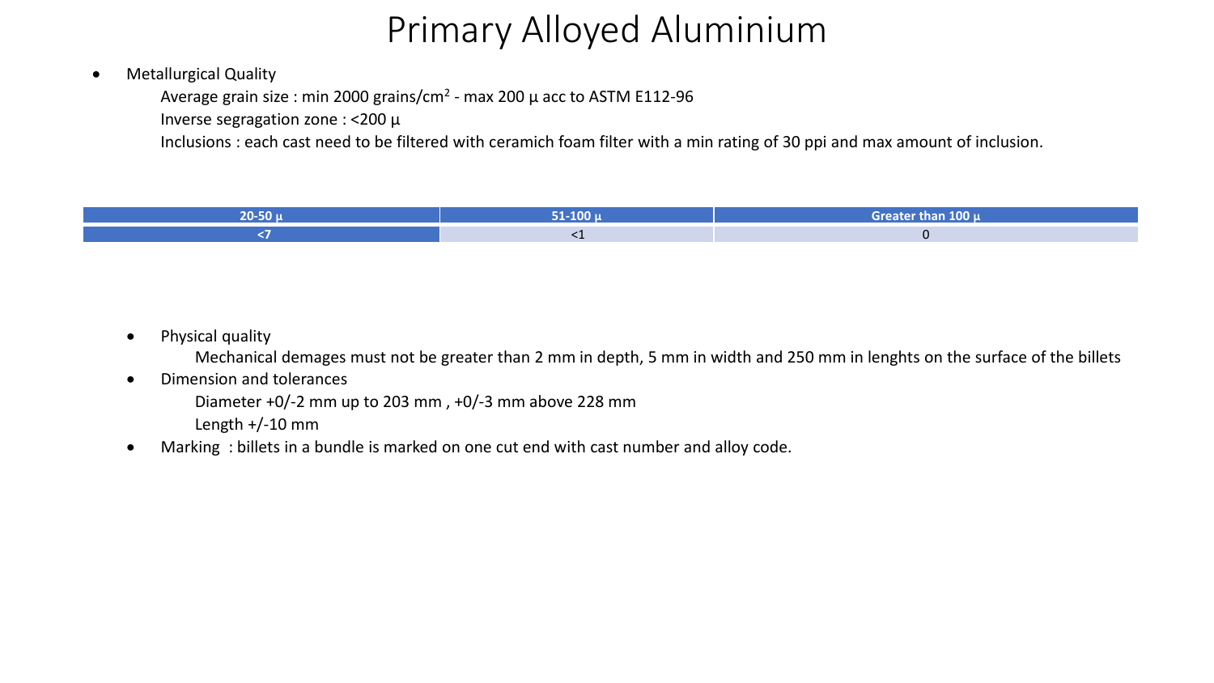# Primary Alloyed Aluminium

- Metallurgical Quality

  Average grain size : min 2000 grains/cm$^2$ - max 200 µ acc to ASTM E112-96

  Inverse segragation zone : <200 µ

  Inclusions : each cast need to be filtered with ceramich foam filter with a min rating of 30 ppi and max amount of inclusion.

| 20-50 µ | 51-100 µ | Greater than 100 µ |
|---|---|---|
| <7 | <1 | 0 |

- Physical quality

  Mechanical demages must not be greater than 2 mm in depth, 5 mm in width and 250 mm in lenghts on the surface of the billets

- Dimension and tolerances

  Diameter +0/-2 mm up to 203 mm , +0/-3 mm above 228 mm

  Length +/-10 mm

- Marking : billets in a bundle is marked on one cut end with cast number and alloy code.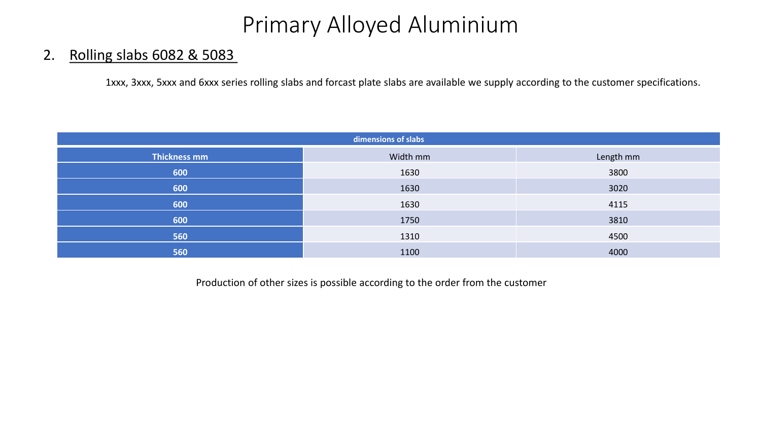# Primary Alloyed Aluminium

## 2. Rolling slabs 6082 & 5083

1xxx, 3xxx, 5xxx and 6xxx series rolling slabs and forcast plate slabs are available we supply according to the customer specifications.

| dimensions of slabs | | |
|---|---|---|
| **Thickness mm** | Width mm | Length mm |
| **600** | 1630 | 3800 |
| **600** | 1630 | 3020 |
| **600** | 1630 | 4115 |
| **600** | 1750 | 3810 |
| **560** | 1310 | 4500 |
| **560** | 1100 | 4000 |

Production of other sizes is possible according to the order from the customer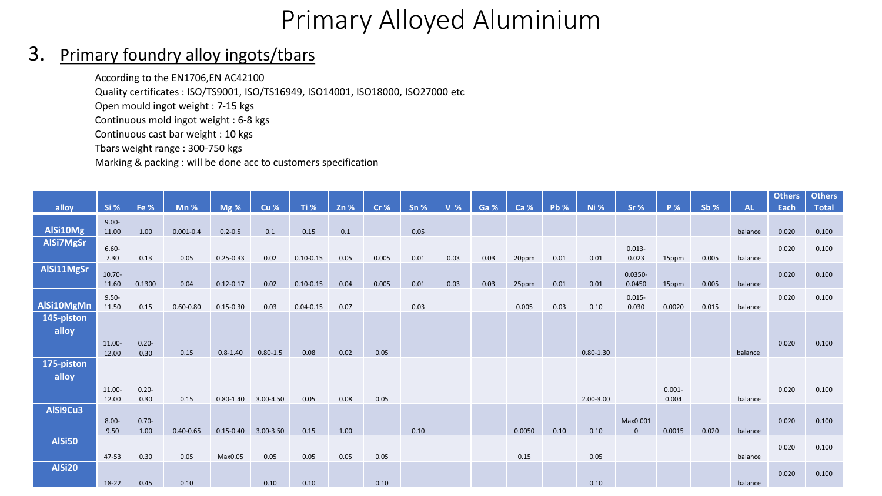# Primary Alloyed Aluminium

## 3. Primary foundry alloy ingots/tbars

According to the EN1706,EN AC42100
Quality certificates : ISO/TS9001, ISO/TS16949, ISO14001, ISO18000, ISO27000 etc
Open mould ingot weight : 7-15 kgs
Continuous mold ingot weight : 6-8 kgs
Continuous cast bar weight : 10 kgs
Tbars weight range : 300-750 kgs
Marking & packing : will be done acc to customers specification

| alloy | Si % | Fe % | Mn % | Mg % | Cu % | Ti % | Zn % | Cr % | Sn % | V % | Ga % | Ca % | Pb % | Ni % | Sr % | P % | Sb % | AL | Others Each | Others Total |
|---|---|---|---|---|---|---|---|---|---|---|---|---|---|---|---|---|---|---|---|---|
| AlSi10Mg | 9.00-11.00 | 1.00 | 0.001-0.4 | 0.2-0.5 | 0.1 | 0.15 | 0.1 | | 0.05 | | | | | | | | | balance | 0.020 | 0.100 |
| AlSi7MgSr | 6.60-7.30 | 0.13 | 0.05 | 0.25-0.33 | 0.02 | 0.10-0.15 | 0.05 | 0.005 | 0.01 | 0.03 | 0.03 | 20ppm | 0.01 | 0.01 | 0.013-0.023 | 15ppm | 0.005 | balance | 0.020 | 0.100 |
| AlSi11MgSr | 10.70-11.60 | 0.1300 | 0.04 | 0.12-0.17 | 0.02 | 0.10-0.15 | 0.04 | 0.005 | 0.01 | 0.03 | 0.03 | 25ppm | 0.01 | 0.01 | 0.0350-0.0450 | 15ppm | 0.005 | balance | 0.020 | 0.100 |
| AlSi10MgMn | 9.50-11.50 | 0.15 | 0.60-0.80 | 0.15-0.30 | 0.03 | 0.04-0.15 | 0.07 | | 0.03 | | | 0.005 | 0.03 | 0.10 | 0.015-0.030 | 0.0020 | 0.015 | balance | 0.020 | 0.100 |
| 145-piston alloy | 11.00-12.00 | 0.20-0.30 | 0.15 | 0.8-1.40 | 0.80-1.5 | 0.08 | 0.02 | 0.05 | | | | | | 0.80-1.30 | | | | balance | 0.020 | 0.100 |
| 175-piston alloy | 11.00-12.00 | 0.20-0.30 | 0.15 | 0.80-1.40 | 3.00-4.50 | 0.05 | 0.08 | 0.05 | | | | | | 2.00-3.00 | | 0.001-0.004 | | balance | 0.020 | 0.100 |
| AlSi9Cu3 | 8.00-9.50 | 0.70-1.00 | 0.40-0.65 | 0.15-0.40 | 3.00-3.50 | 0.15 | 1.00 | | 0.10 | | | 0.0050 | 0.10 | 0.10 | Max0.0010 | 0.0015 | 0.020 | balance | 0.020 | 0.100 |
| AlSi50 | 47-53 | 0.30 | 0.05 | Max0.05 | 0.05 | 0.05 | 0.05 | 0.05 | | | | 0.15 | | 0.05 | | | | balance | 0.020 | 0.100 |
| AlSi20 | 18-22 | 0.45 | 0.10 | | 0.10 | 0.10 | | 0.10 | | | | | | 0.10 | | | | balance | 0.020 | 0.100 |